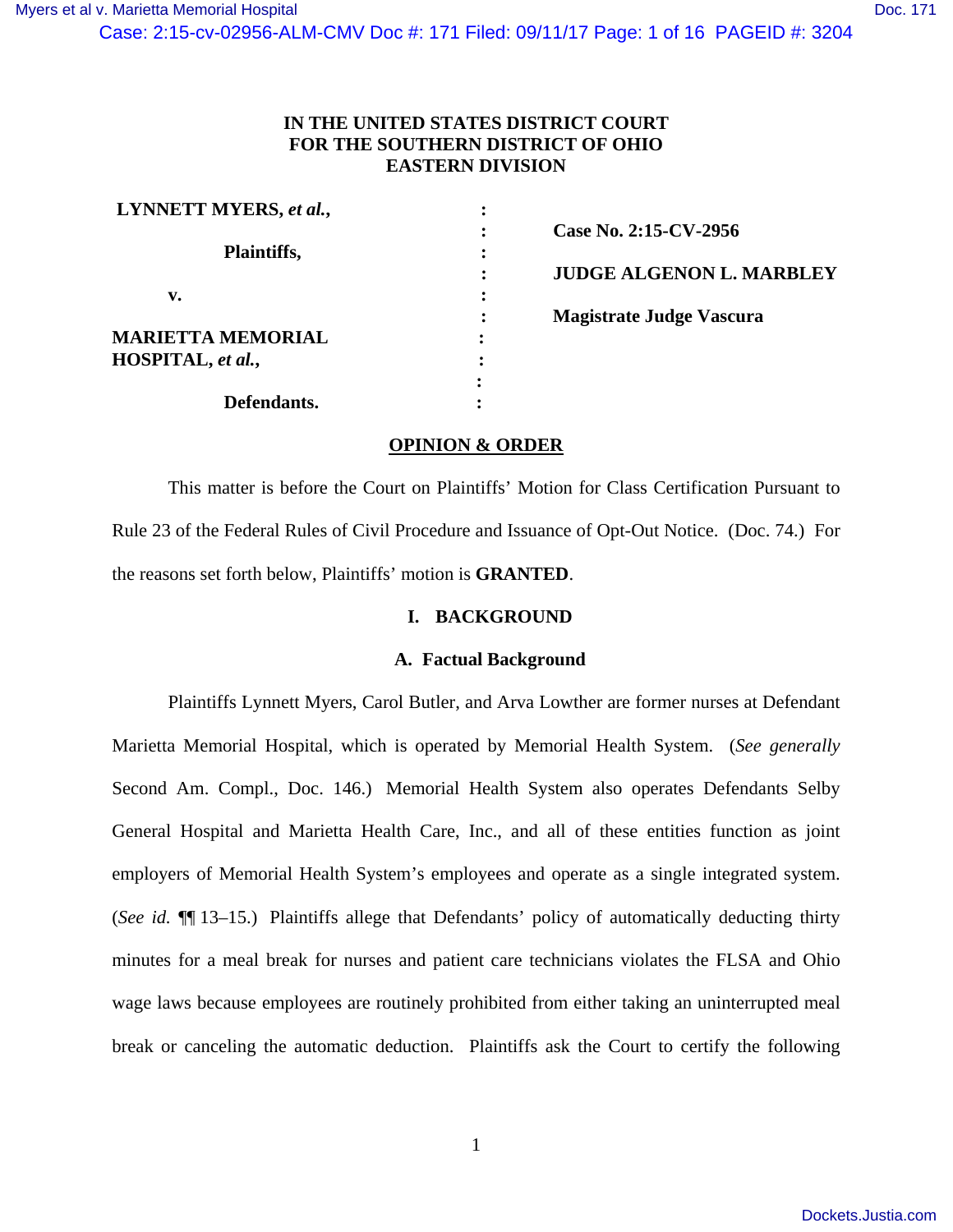# IN THE UNITED STATES DISTRICT COURT FOR THE SOUTHERN DISTRICT OF OHIO EASTERN DIVISION

**LYNNETT MYERS, *et al.*,**

**Plaintiffs,**

**v.**

**MARIETTA MEMORIAL HOSPITAL, *et al.*,**

**Defendants.**

**Case No. 2:15-CV-2956**

**JUDGE ALGENON L. MARBLEY**

**Magistrate Judge Vascura**

## OPINION & ORDER

This matter is before the Court on Plaintiffs' Motion for Class Certification Pursuant to Rule 23 of the Federal Rules of Civil Procedure and Issuance of Opt-Out Notice. (Doc. 74.) For the reasons set forth below, Plaintiffs' motion is **GRANTED**.

## I. BACKGROUND

### A. Factual Background

Plaintiffs Lynnett Myers, Carol Butler, and Arva Lowther are former nurses at Defendant Marietta Memorial Hospital, which is operated by Memorial Health System. (*See generally* Second Am. Compl., Doc. 146.) Memorial Health System also operates Defendants Selby General Hospital and Marietta Health Care, Inc., and all of these entities function as joint employers of Memorial Health System's employees and operate as a single integrated system. (*See id.* ¶¶ 13–15.) Plaintiffs allege that Defendants' policy of automatically deducting thirty minutes for a meal break for nurses and patient care technicians violates the FLSA and Ohio wage laws because employees are routinely prohibited from either taking an uninterrupted meal break or canceling the automatic deduction. Plaintiffs ask the Court to certify the following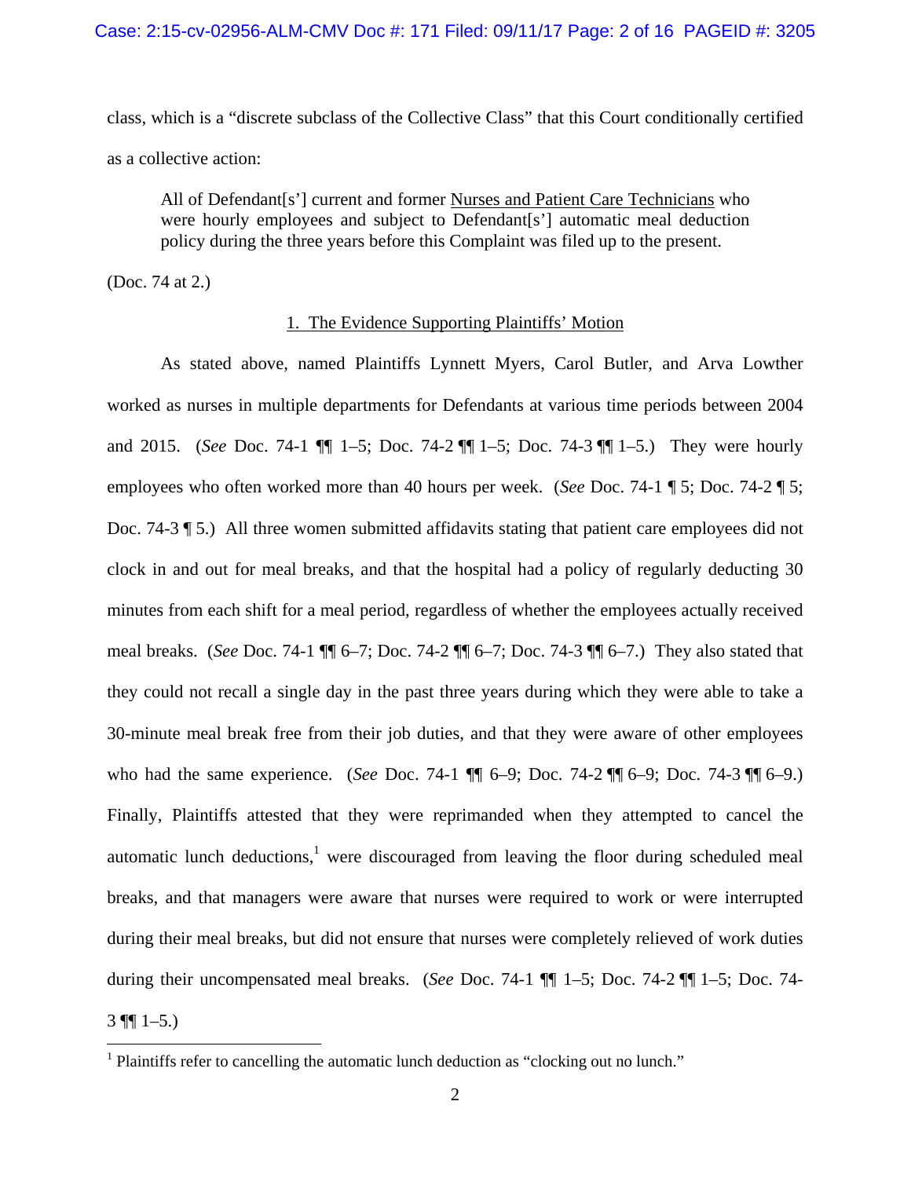class, which is a "discrete subclass of the Collective Class" that this Court conditionally certified as a collective action:

> All of Defendant[s'] current and former <u>Nurses and Patient Care Technicians</u> who were hourly employees and subject to Defendant[s'] automatic meal deduction policy during the three years before this Complaint was filed up to the present.

(Doc. 74 at 2.)

<u>1. The Evidence Supporting Plaintiffs' Motion</u>

As stated above, named Plaintiffs Lynnett Myers, Carol Butler, and Arva Lowther worked as nurses in multiple departments for Defendants at various time periods between 2004 and 2015. (*See* Doc. 74-1 ¶¶ 1–5; Doc. 74-2 ¶¶ 1–5; Doc. 74-3 ¶¶ 1–5.) They were hourly employees who often worked more than 40 hours per week. (*See* Doc. 74-1 ¶ 5; Doc. 74-2 ¶ 5; Doc. 74-3 ¶ 5.) All three women submitted affidavits stating that patient care employees did not clock in and out for meal breaks, and that the hospital had a policy of regularly deducting 30 minutes from each shift for a meal period, regardless of whether the employees actually received meal breaks. (*See* Doc. 74-1 ¶¶ 6–7; Doc. 74-2 ¶¶ 6–7; Doc. 74-3 ¶¶ 6–7.) They also stated that they could not recall a single day in the past three years during which they were able to take a 30-minute meal break free from their job duties, and that they were aware of other employees who had the same experience. (*See* Doc. 74-1 ¶¶ 6–9; Doc. 74-2 ¶¶ 6–9; Doc. 74-3 ¶¶ 6–9.) Finally, Plaintiffs attested that they were reprimanded when they attempted to cancel the automatic lunch deductions,[1] were discouraged from leaving the floor during scheduled meal breaks, and that managers were aware that nurses were required to work or were interrupted during their meal breaks, but did not ensure that nurses were completely relieved of work duties during their uncompensated meal breaks. (*See* Doc. 74-1 ¶¶ 1–5; Doc. 74-2 ¶¶ 1–5; Doc. 74-3 ¶¶ 1–5.)

---

[1] Plaintiffs refer to cancelling the automatic lunch deduction as "clocking out no lunch."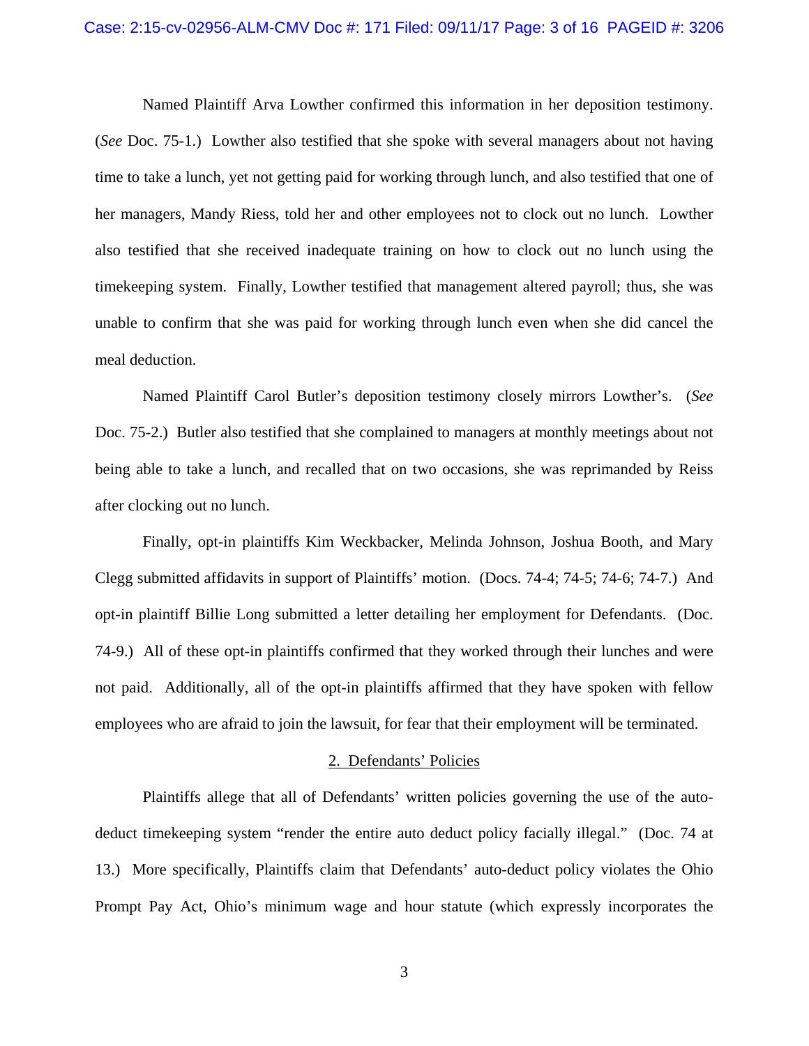Named Plaintiff Arva Lowther confirmed this information in her deposition testimony. (*See* Doc. 75-1.) Lowther also testified that she spoke with several managers about not having time to take a lunch, yet not getting paid for working through lunch, and also testified that one of her managers, Mandy Riess, told her and other employees not to clock out no lunch. Lowther also testified that she received inadequate training on how to clock out no lunch using the timekeeping system. Finally, Lowther testified that management altered payroll; thus, she was unable to confirm that she was paid for working through lunch even when she did cancel the meal deduction.

Named Plaintiff Carol Butler's deposition testimony closely mirrors Lowther's. (*See* Doc. 75-2.) Butler also testified that she complained to managers at monthly meetings about not being able to take a lunch, and recalled that on two occasions, she was reprimanded by Reiss after clocking out no lunch.

Finally, opt-in plaintiffs Kim Weckbacker, Melinda Johnson, Joshua Booth, and Mary Clegg submitted affidavits in support of Plaintiffs' motion. (Docs. 74-4; 74-5; 74-6; 74-7.) And opt-in plaintiff Billie Long submitted a letter detailing her employment for Defendants. (Doc. 74-9.) All of these opt-in plaintiffs confirmed that they worked through their lunches and were not paid. Additionally, all of the opt-in plaintiffs affirmed that they have spoken with fellow employees who are afraid to join the lawsuit, for fear that their employment will be terminated.

## 2. Defendants' Policies

Plaintiffs allege that all of Defendants' written policies governing the use of the auto-deduct timekeeping system "render the entire auto deduct policy facially illegal." (Doc. 74 at 13.) More specifically, Plaintiffs claim that Defendants' auto-deduct policy violates the Ohio Prompt Pay Act, Ohio's minimum wage and hour statute (which expressly incorporates the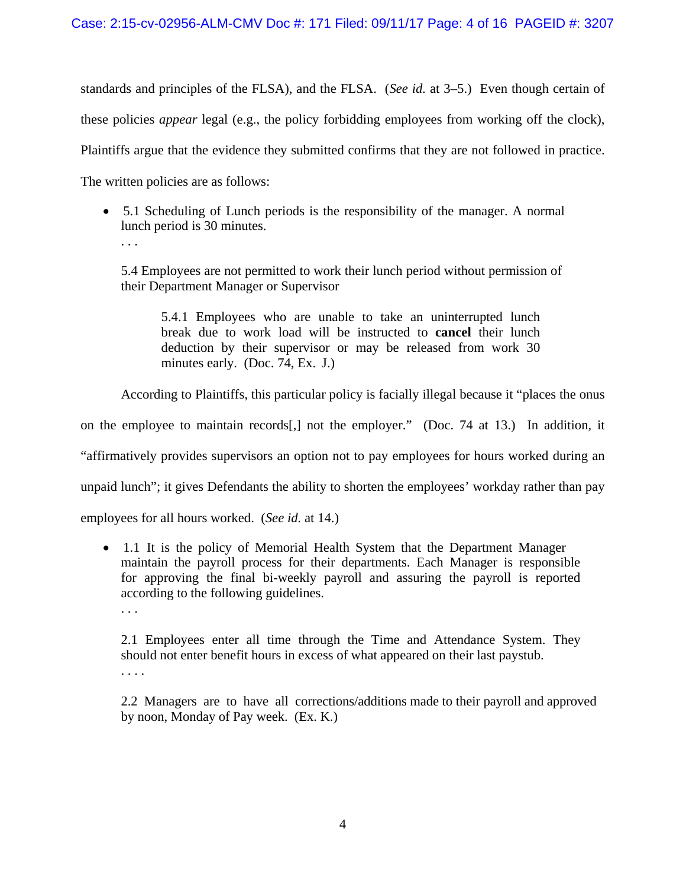standards and principles of the FLSA), and the FLSA. (*See id.* at 3–5.) Even though certain of these policies *appear* legal (e.g., the policy forbidding employees from working off the clock), Plaintiffs argue that the evidence they submitted confirms that they are not followed in practice. The written policies are as follows:

- 5.1 Scheduling of Lunch periods is the responsibility of the manager. A normal lunch period is 30 minutes.

  . . .

  5.4 Employees are not permitted to work their lunch period without permission of their Department Manager or Supervisor

  > 5.4.1 Employees who are unable to take an uninterrupted lunch break due to work load will be instructed to **cancel** their lunch deduction by their supervisor or may be released from work 30 minutes early. (Doc. 74, Ex. J.)

According to Plaintiffs, this particular policy is facially illegal because it "places the onus on the employee to maintain records[,] not the employer." (Doc. 74 at 13.) In addition, it "affirmatively provides supervisors an option not to pay employees for hours worked during an unpaid lunch"; it gives Defendants the ability to shorten the employees' workday rather than pay employees for all hours worked. (*See id.* at 14.)

- 1.1 It is the policy of Memorial Health System that the Department Manager maintain the payroll process for their departments. Each Manager is responsible for approving the final bi-weekly payroll and assuring the payroll is reported according to the following guidelines.

  . . .

  2.1 Employees enter all time through the Time and Attendance System. They should not enter benefit hours in excess of what appeared on their last paystub.

  . . . .

  2.2 Managers are to have all corrections/additions made to their payroll and approved by noon, Monday of Pay week. (Ex. K.)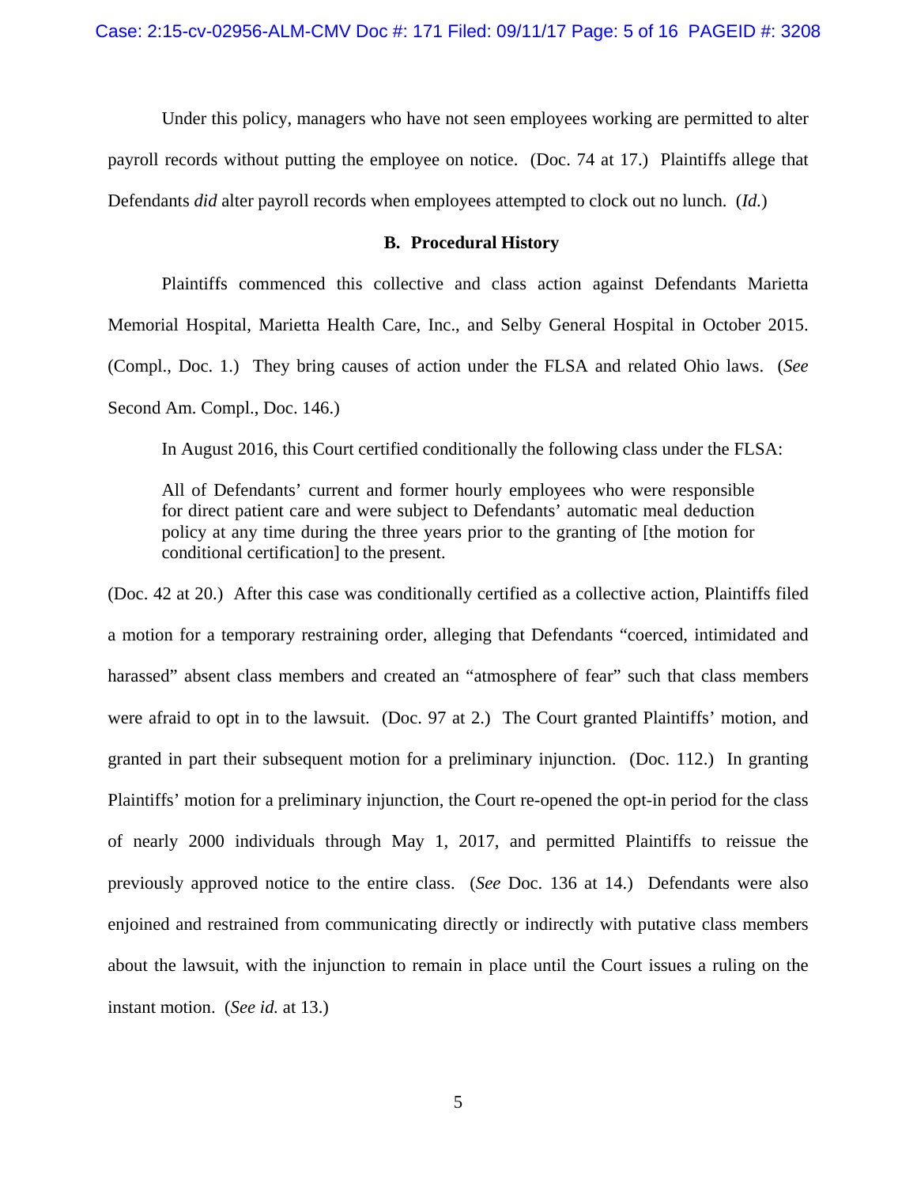Under this policy, managers who have not seen employees working are permitted to alter payroll records without putting the employee on notice. (Doc. 74 at 17.) Plaintiffs allege that Defendants *did* alter payroll records when employees attempted to clock out no lunch. (*Id.*)

**B. Procedural History**

Plaintiffs commenced this collective and class action against Defendants Marietta Memorial Hospital, Marietta Health Care, Inc., and Selby General Hospital in October 2015. (Compl., Doc. 1.) They bring causes of action under the FLSA and related Ohio laws. (*See* Second Am. Compl., Doc. 146.)

In August 2016, this Court certified conditionally the following class under the FLSA:

> All of Defendants' current and former hourly employees who were responsible for direct patient care and were subject to Defendants' automatic meal deduction policy at any time during the three years prior to the granting of [the motion for conditional certification] to the present.

(Doc. 42 at 20.) After this case was conditionally certified as a collective action, Plaintiffs filed a motion for a temporary restraining order, alleging that Defendants "coerced, intimidated and harassed" absent class members and created an "atmosphere of fear" such that class members were afraid to opt in to the lawsuit. (Doc. 97 at 2.) The Court granted Plaintiffs' motion, and granted in part their subsequent motion for a preliminary injunction. (Doc. 112.) In granting Plaintiffs' motion for a preliminary injunction, the Court re-opened the opt-in period for the class of nearly 2000 individuals through May 1, 2017, and permitted Plaintiffs to reissue the previously approved notice to the entire class. (*See* Doc. 136 at 14.) Defendants were also enjoined and restrained from communicating directly or indirectly with putative class members about the lawsuit, with the injunction to remain in place until the Court issues a ruling on the instant motion. (*See id.* at 13.)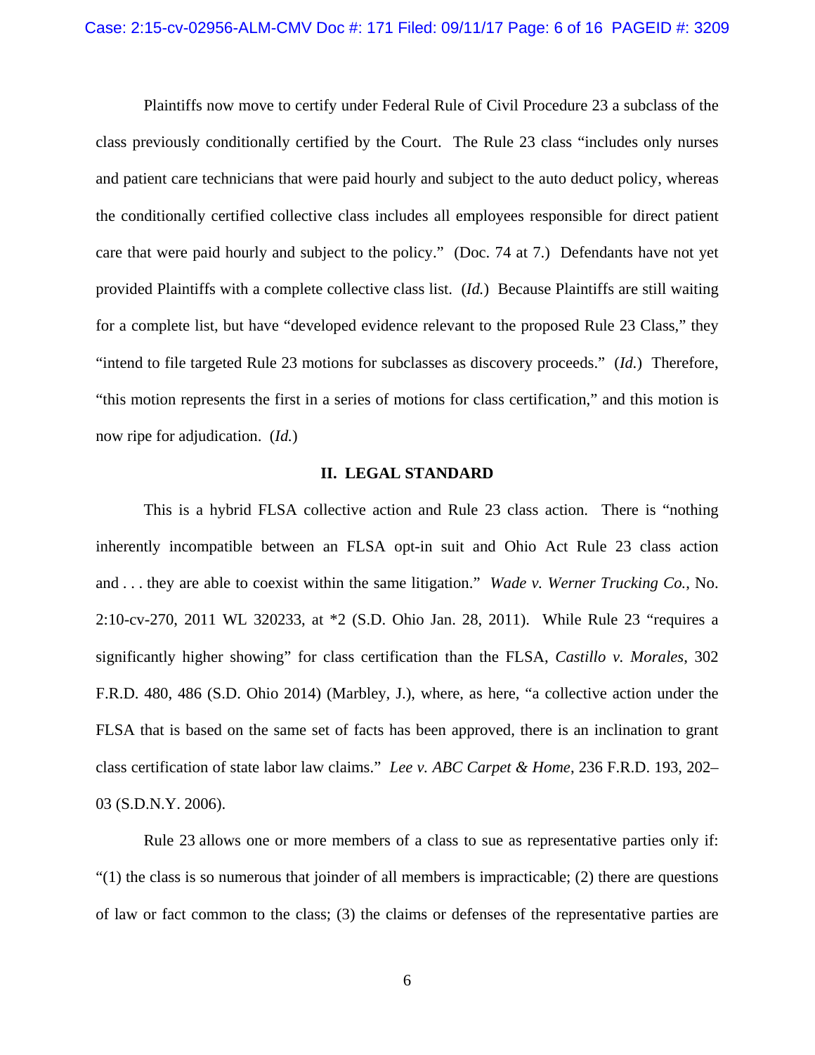Plaintiffs now move to certify under Federal Rule of Civil Procedure 23 a subclass of the class previously conditionally certified by the Court. The Rule 23 class "includes only nurses and patient care technicians that were paid hourly and subject to the auto deduct policy, whereas the conditionally certified collective class includes all employees responsible for direct patient care that were paid hourly and subject to the policy." (Doc. 74 at 7.) Defendants have not yet provided Plaintiffs with a complete collective class list. (*Id.*) Because Plaintiffs are still waiting for a complete list, but have "developed evidence relevant to the proposed Rule 23 Class," they "intend to file targeted Rule 23 motions for subclasses as discovery proceeds." (*Id.*) Therefore, "this motion represents the first in a series of motions for class certification," and this motion is now ripe for adjudication. (*Id.*)

## II. LEGAL STANDARD

This is a hybrid FLSA collective action and Rule 23 class action. There is "nothing inherently incompatible between an FLSA opt-in suit and Ohio Act Rule 23 class action and . . . they are able to coexist within the same litigation." *Wade v. Werner Trucking Co.*, No. 2:10-cv-270, 2011 WL 320233, at *2 (S.D. Ohio Jan. 28, 2011). While Rule 23 "requires a significantly higher showing" for class certification than the FLSA, *Castillo v. Morales*, 302 F.R.D. 480, 486 (S.D. Ohio 2014) (Marbley, J.), where, as here, "a collective action under the FLSA that is based on the same set of facts has been approved, there is an inclination to grant class certification of state labor law claims." *Lee v. ABC Carpet & Home*, 236 F.R.D. 193, 202–03 (S.D.N.Y. 2006).

Rule 23 allows one or more members of a class to sue as representative parties only if: "(1) the class is so numerous that joinder of all members is impracticable; (2) there are questions of law or fact common to the class; (3) the claims or defenses of the representative parties are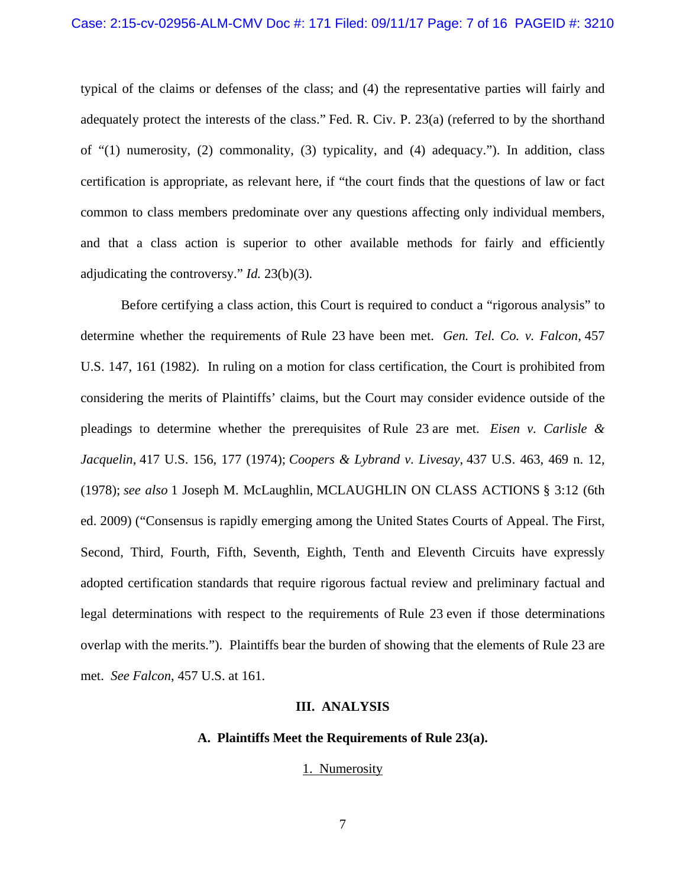typical of the claims or defenses of the class; and (4) the representative parties will fairly and adequately protect the interests of the class." Fed. R. Civ. P. 23(a) (referred to by the shorthand of "(1) numerosity, (2) commonality, (3) typicality, and (4) adequacy."). In addition, class certification is appropriate, as relevant here, if "the court finds that the questions of law or fact common to class members predominate over any questions affecting only individual members, and that a class action is superior to other available methods for fairly and efficiently adjudicating the controversy." *Id.* 23(b)(3).

Before certifying a class action, this Court is required to conduct a "rigorous analysis" to determine whether the requirements of Rule 23 have been met. *Gen. Tel. Co. v. Falcon*, 457 U.S. 147, 161 (1982). In ruling on a motion for class certification, the Court is prohibited from considering the merits of Plaintiffs' claims, but the Court may consider evidence outside of the pleadings to determine whether the prerequisites of Rule 23 are met. *Eisen v. Carlisle & Jacquelin*, 417 U.S. 156, 177 (1974); *Coopers & Lybrand v. Livesay*, 437 U.S. 463, 469 n. 12, (1978); *see also* 1 Joseph M. McLaughlin, MCLAUGHLIN ON CLASS ACTIONS § 3:12 (6th ed. 2009) ("Consensus is rapidly emerging among the United States Courts of Appeal. The First, Second, Third, Fourth, Fifth, Seventh, Eighth, Tenth and Eleventh Circuits have expressly adopted certification standards that require rigorous factual review and preliminary factual and legal determinations with respect to the requirements of Rule 23 even if those determinations overlap with the merits."). Plaintiffs bear the burden of showing that the elements of Rule 23 are met. *See Falcon*, 457 U.S. at 161.

## III. ANALYSIS

### A. Plaintiffs Meet the Requirements of Rule 23(a).

#### 1. Numerosity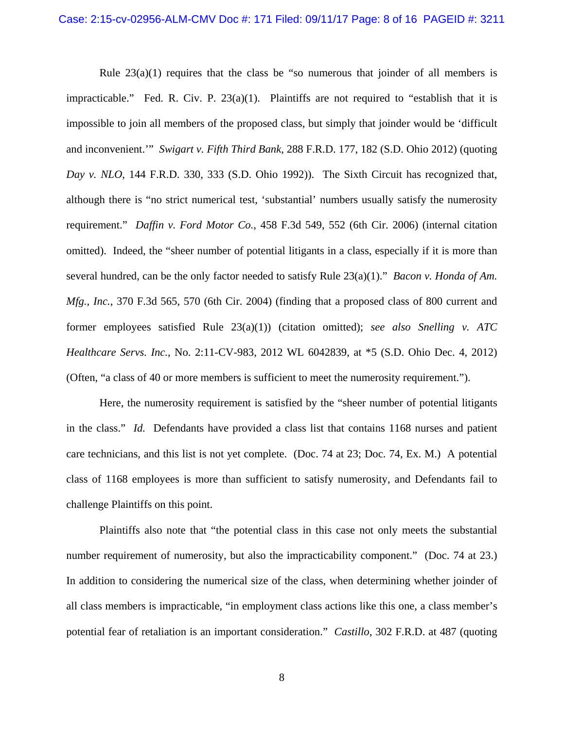Rule 23(a)(1) requires that the class be "so numerous that joinder of all members is impracticable." Fed. R. Civ. P. 23(a)(1). Plaintiffs are not required to "establish that it is impossible to join all members of the proposed class, but simply that joinder would be 'difficult and inconvenient.'" *Swigart v. Fifth Third Bank*, 288 F.R.D. 177, 182 (S.D. Ohio 2012) (quoting *Day v. NLO*, 144 F.R.D. 330, 333 (S.D. Ohio 1992)). The Sixth Circuit has recognized that, although there is "no strict numerical test, 'substantial' numbers usually satisfy the numerosity requirement." *Daffin v. Ford Motor Co.*, 458 F.3d 549, 552 (6th Cir. 2006) (internal citation omitted). Indeed, the "sheer number of potential litigants in a class, especially if it is more than several hundred, can be the only factor needed to satisfy Rule 23(a)(1)." *Bacon v. Honda of Am. Mfg., Inc.*, 370 F.3d 565, 570 (6th Cir. 2004) (finding that a proposed class of 800 current and former employees satisfied Rule 23(a)(1)) (citation omitted); *see also Snelling v. ATC Healthcare Servs. Inc.*, No. 2:11-CV-983, 2012 WL 6042839, at *5 (S.D. Ohio Dec. 4, 2012) (Often, "a class of 40 or more members is sufficient to meet the numerosity requirement.").

Here, the numerosity requirement is satisfied by the "sheer number of potential litigants in the class." *Id.* Defendants have provided a class list that contains 1168 nurses and patient care technicians, and this list is not yet complete. (Doc. 74 at 23; Doc. 74, Ex. M.) A potential class of 1168 employees is more than sufficient to satisfy numerosity, and Defendants fail to challenge Plaintiffs on this point.

Plaintiffs also note that "the potential class in this case not only meets the substantial number requirement of numerosity, but also the impracticability component." (Doc. 74 at 23.) In addition to considering the numerical size of the class, when determining whether joinder of all class members is impracticable, "in employment class actions like this one, a class member's potential fear of retaliation is an important consideration." *Castillo*, 302 F.R.D. at 487 (quoting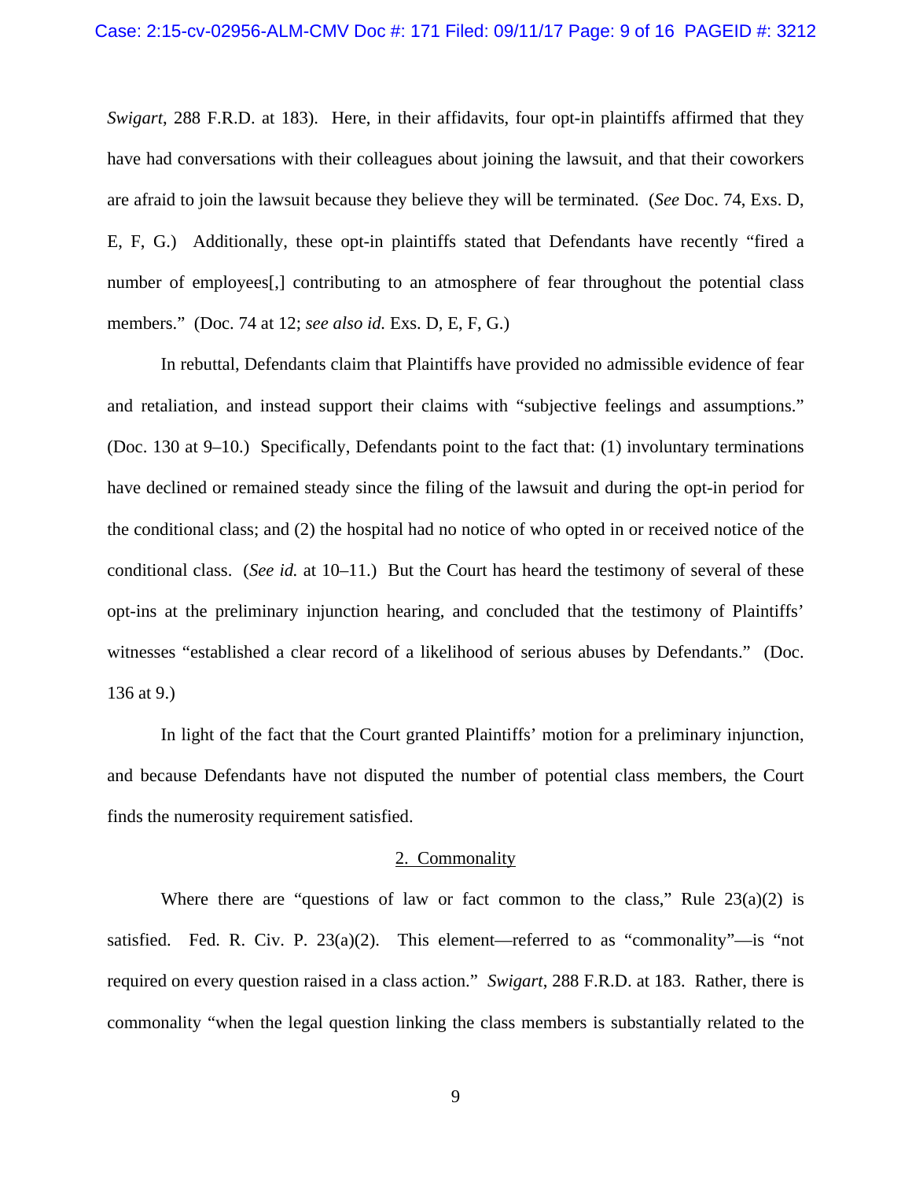*Swigart*, 288 F.R.D. at 183). Here, in their affidavits, four opt-in plaintiffs affirmed that they have had conversations with their colleagues about joining the lawsuit, and that their coworkers are afraid to join the lawsuit because they believe they will be terminated. (*See* Doc. 74, Exs. D, E, F, G.) Additionally, these opt-in plaintiffs stated that Defendants have recently "fired a number of employees[,] contributing to an atmosphere of fear throughout the potential class members." (Doc. 74 at 12; *see also id.* Exs. D, E, F, G.)

In rebuttal, Defendants claim that Plaintiffs have provided no admissible evidence of fear and retaliation, and instead support their claims with "subjective feelings and assumptions." (Doc. 130 at 9–10.) Specifically, Defendants point to the fact that: (1) involuntary terminations have declined or remained steady since the filing of the lawsuit and during the opt-in period for the conditional class; and (2) the hospital had no notice of who opted in or received notice of the conditional class. (*See id.* at 10–11.) But the Court has heard the testimony of several of these opt-ins at the preliminary injunction hearing, and concluded that the testimony of Plaintiffs' witnesses "established a clear record of a likelihood of serious abuses by Defendants." (Doc. 136 at 9.)

In light of the fact that the Court granted Plaintiffs' motion for a preliminary injunction, and because Defendants have not disputed the number of potential class members, the Court finds the numerosity requirement satisfied.

2. Commonality

Where there are "questions of law or fact common to the class," Rule 23(a)(2) is satisfied. Fed. R. Civ. P. 23(a)(2). This element—referred to as "commonality"—is "not required on every question raised in a class action." *Swigart*, 288 F.R.D. at 183. Rather, there is commonality "when the legal question linking the class members is substantially related to the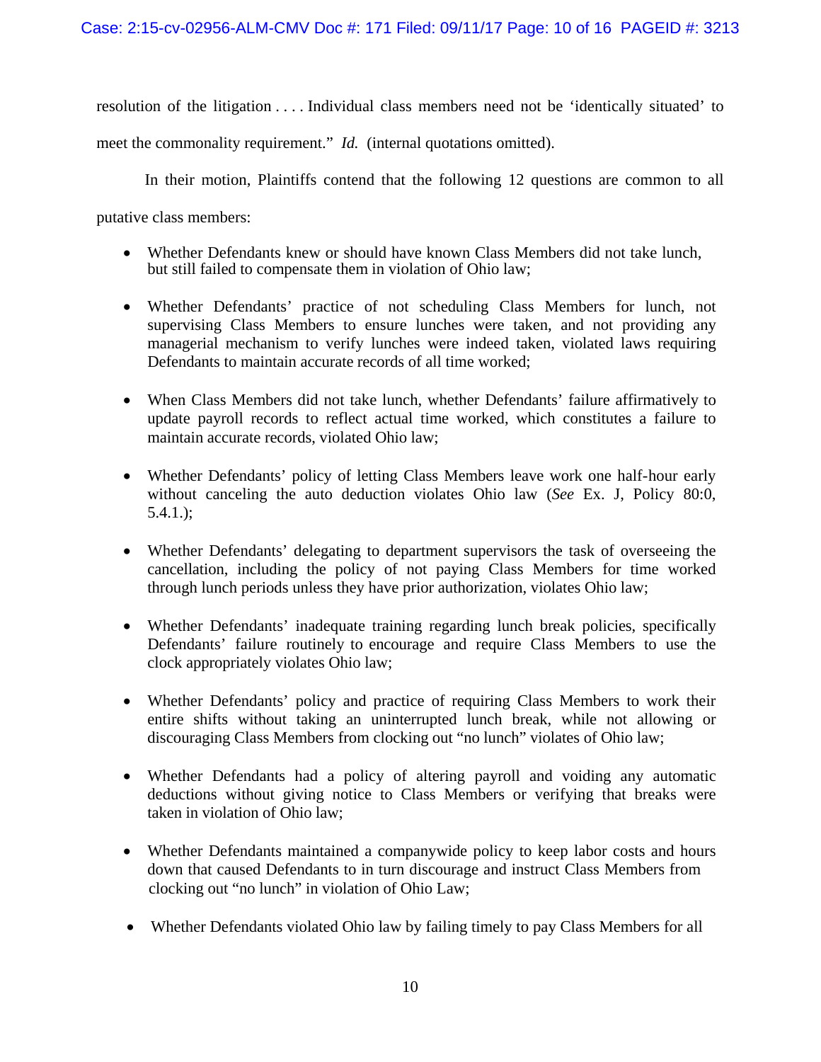resolution of the litigation . . . . Individual class members need not be 'identically situated' to meet the commonality requirement." *Id.* (internal quotations omitted).

In their motion, Plaintiffs contend that the following 12 questions are common to all putative class members:

- Whether Defendants knew or should have known Class Members did not take lunch, but still failed to compensate them in violation of Ohio law;

- Whether Defendants' practice of not scheduling Class Members for lunch, not supervising Class Members to ensure lunches were taken, and not providing any managerial mechanism to verify lunches were indeed taken, violated laws requiring Defendants to maintain accurate records of all time worked;

- When Class Members did not take lunch, whether Defendants' failure affirmatively to update payroll records to reflect actual time worked, which constitutes a failure to maintain accurate records, violated Ohio law;

- Whether Defendants' policy of letting Class Members leave work one half-hour early without canceling the auto deduction violates Ohio law (*See* Ex. J, Policy 80:0, 5.4.1.);

- Whether Defendants' delegating to department supervisors the task of overseeing the cancellation, including the policy of not paying Class Members for time worked through lunch periods unless they have prior authorization, violates Ohio law;

- Whether Defendants' inadequate training regarding lunch break policies, specifically Defendants' failure routinely to encourage and require Class Members to use the clock appropriately violates Ohio law;

- Whether Defendants' policy and practice of requiring Class Members to work their entire shifts without taking an uninterrupted lunch break, while not allowing or discouraging Class Members from clocking out "no lunch" violates of Ohio law;

- Whether Defendants had a policy of altering payroll and voiding any automatic deductions without giving notice to Class Members or verifying that breaks were taken in violation of Ohio law;

- Whether Defendants maintained a companywide policy to keep labor costs and hours down that caused Defendants to in turn discourage and instruct Class Members from clocking out "no lunch" in violation of Ohio Law;

- Whether Defendants violated Ohio law by failing timely to pay Class Members for all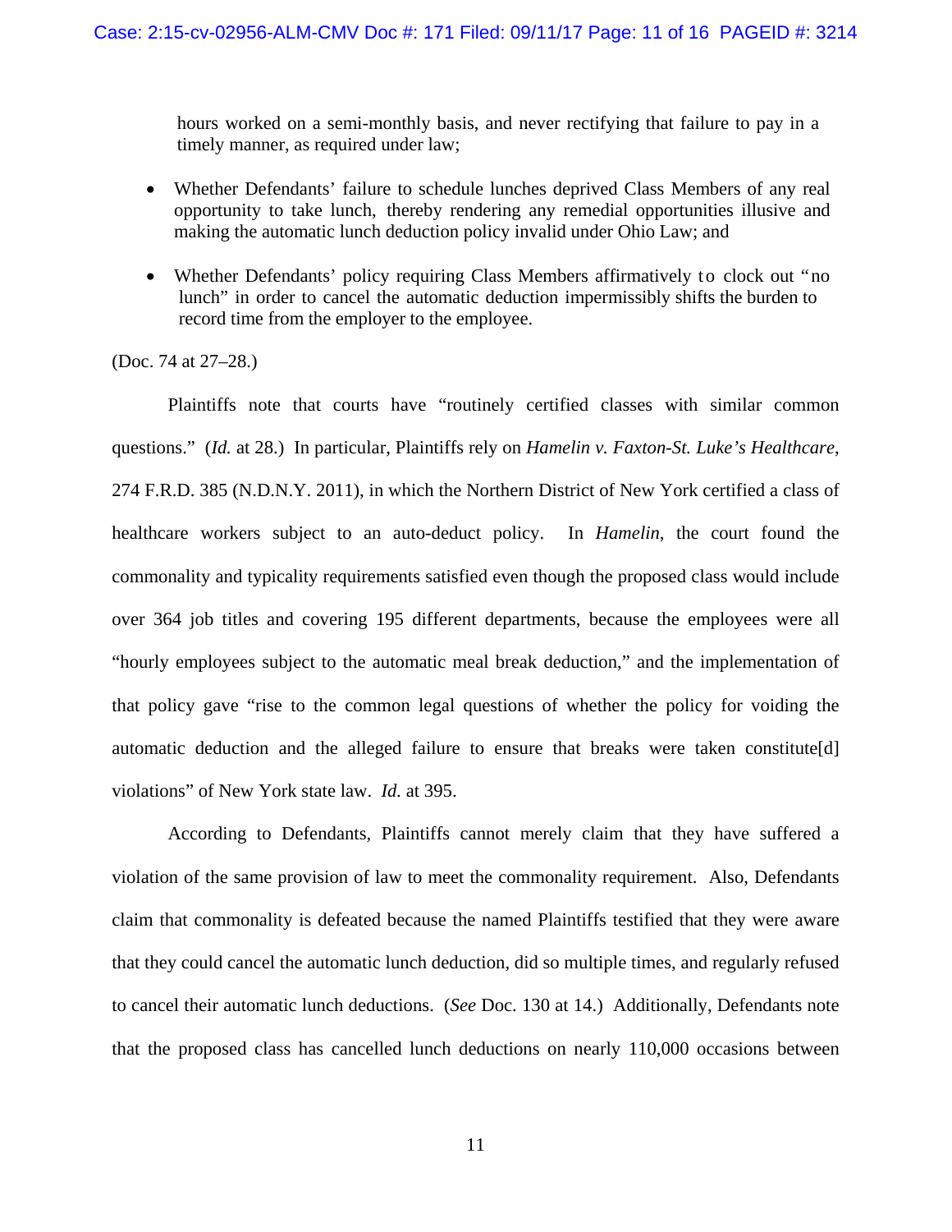hours worked on a semi-monthly basis, and never rectifying that failure to pay in a timely manner, as required under law;

- Whether Defendants' failure to schedule lunches deprived Class Members of any real opportunity to take lunch, thereby rendering any remedial opportunities illusive and making the automatic lunch deduction policy invalid under Ohio Law; and
- Whether Defendants' policy requiring Class Members affirmatively to clock out "no lunch" in order to cancel the automatic deduction impermissibly shifts the burden to record time from the employer to the employee.

(Doc. 74 at 27–28.)

Plaintiffs note that courts have "routinely certified classes with similar common questions." (*Id.* at 28.) In particular, Plaintiffs rely on *Hamelin v. Faxton-St. Luke's Healthcare*, 274 F.R.D. 385 (N.D.N.Y. 2011), in which the Northern District of New York certified a class of healthcare workers subject to an auto-deduct policy. In *Hamelin*, the court found the commonality and typicality requirements satisfied even though the proposed class would include over 364 job titles and covering 195 different departments, because the employees were all "hourly employees subject to the automatic meal break deduction," and the implementation of that policy gave "rise to the common legal questions of whether the policy for voiding the automatic deduction and the alleged failure to ensure that breaks were taken constitute[d] violations" of New York state law. *Id.* at 395.

According to Defendants, Plaintiffs cannot merely claim that they have suffered a violation of the same provision of law to meet the commonality requirement. Also, Defendants claim that commonality is defeated because the named Plaintiffs testified that they were aware that they could cancel the automatic lunch deduction, did so multiple times, and regularly refused to cancel their automatic lunch deductions. (*See* Doc. 130 at 14.) Additionally, Defendants note that the proposed class has cancelled lunch deductions on nearly 110,000 occasions between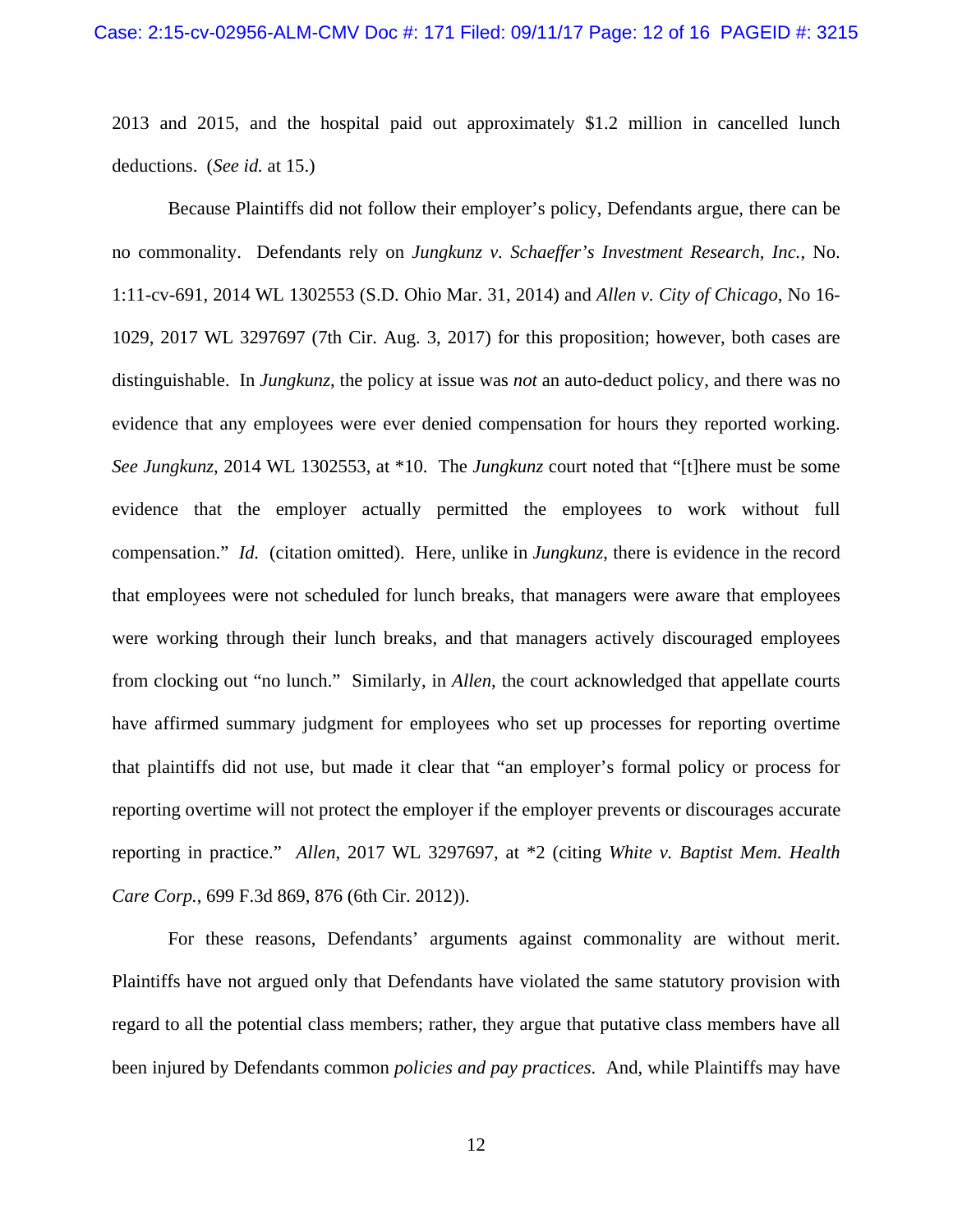2013 and 2015, and the hospital paid out approximately $1.2 million in cancelled lunch deductions. (*See id.* at 15.)

Because Plaintiffs did not follow their employer's policy, Defendants argue, there can be no commonality. Defendants rely on *Jungkunz v. Schaeffer's Investment Research, Inc.*, No. 1:11-cv-691, 2014 WL 1302553 (S.D. Ohio Mar. 31, 2014) and *Allen v. City of Chicago*, No 16-1029, 2017 WL 3297697 (7th Cir. Aug. 3, 2017) for this proposition; however, both cases are distinguishable. In *Jungkunz*, the policy at issue was *not* an auto-deduct policy, and there was no evidence that any employees were ever denied compensation for hours they reported working. *See Jungkunz*, 2014 WL 1302553, at *10. The *Jungkunz* court noted that "[t]here must be some evidence that the employer actually permitted the employees to work without full compensation." *Id.* (citation omitted). Here, unlike in *Jungkunz*, there is evidence in the record that employees were not scheduled for lunch breaks, that managers were aware that employees were working through their lunch breaks, and that managers actively discouraged employees from clocking out "no lunch." Similarly, in *Allen*, the court acknowledged that appellate courts have affirmed summary judgment for employees who set up processes for reporting overtime that plaintiffs did not use, but made it clear that "an employer's formal policy or process for reporting overtime will not protect the employer if the employer prevents or discourages accurate reporting in practice." *Allen*, 2017 WL 3297697, at *2 (citing *White v. Baptist Mem. Health Care Corp.*, 699 F.3d 869, 876 (6th Cir. 2012)).

For these reasons, Defendants' arguments against commonality are without merit. Plaintiffs have not argued only that Defendants have violated the same statutory provision with regard to all the potential class members; rather, they argue that putative class members have all been injured by Defendants common *policies and pay practices*. And, while Plaintiffs may have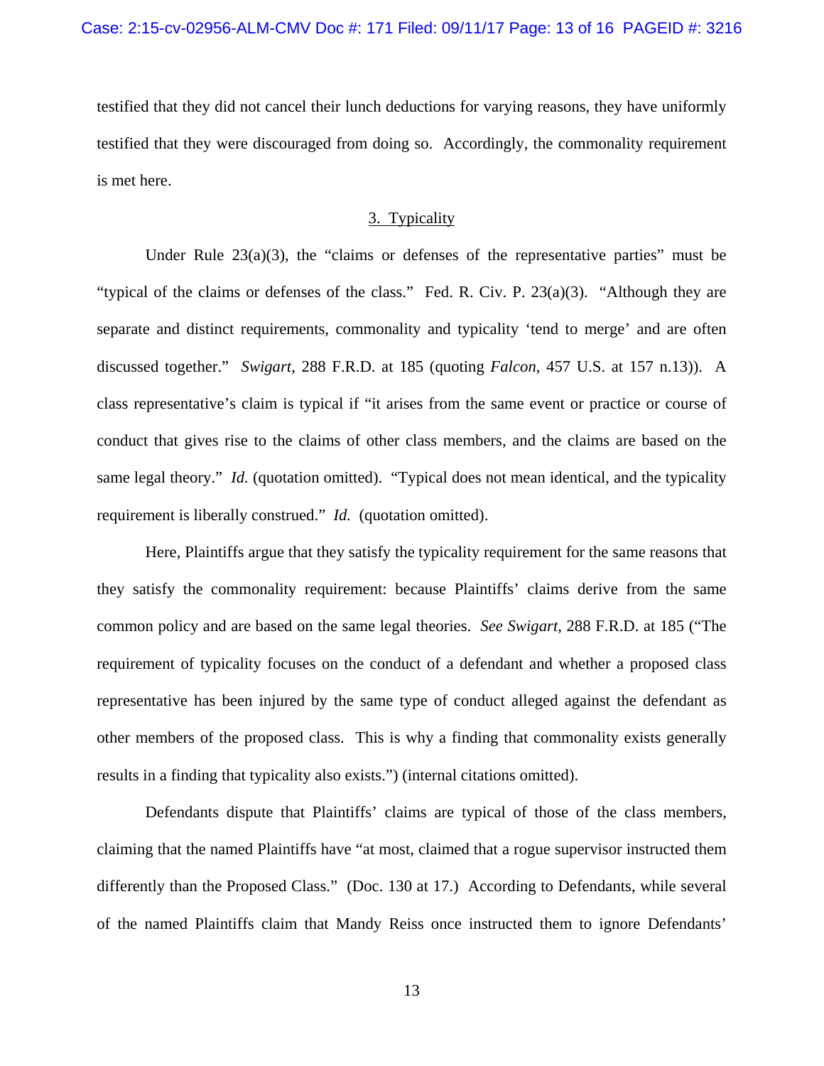testified that they did not cancel their lunch deductions for varying reasons, they have uniformly testified that they were discouraged from doing so. Accordingly, the commonality requirement is met here.

### 3. Typicality

Under Rule 23(a)(3), the "claims or defenses of the representative parties" must be "typical of the claims or defenses of the class." Fed. R. Civ. P. 23(a)(3). "Although they are separate and distinct requirements, commonality and typicality 'tend to merge' and are often discussed together." *Swigart*, 288 F.R.D. at 185 (quoting *Falcon*, 457 U.S. at 157 n.13)). A class representative's claim is typical if "it arises from the same event or practice or course of conduct that gives rise to the claims of other class members, and the claims are based on the same legal theory." *Id.* (quotation omitted). "Typical does not mean identical, and the typicality requirement is liberally construed." *Id.* (quotation omitted).

Here, Plaintiffs argue that they satisfy the typicality requirement for the same reasons that they satisfy the commonality requirement: because Plaintiffs' claims derive from the same common policy and are based on the same legal theories. *See Swigart*, 288 F.R.D. at 185 ("The requirement of typicality focuses on the conduct of a defendant and whether a proposed class representative has been injured by the same type of conduct alleged against the defendant as other members of the proposed class. This is why a finding that commonality exists generally results in a finding that typicality also exists.") (internal citations omitted).

Defendants dispute that Plaintiffs' claims are typical of those of the class members, claiming that the named Plaintiffs have "at most, claimed that a rogue supervisor instructed them differently than the Proposed Class." (Doc. 130 at 17.) According to Defendants, while several of the named Plaintiffs claim that Mandy Reiss once instructed them to ignore Defendants'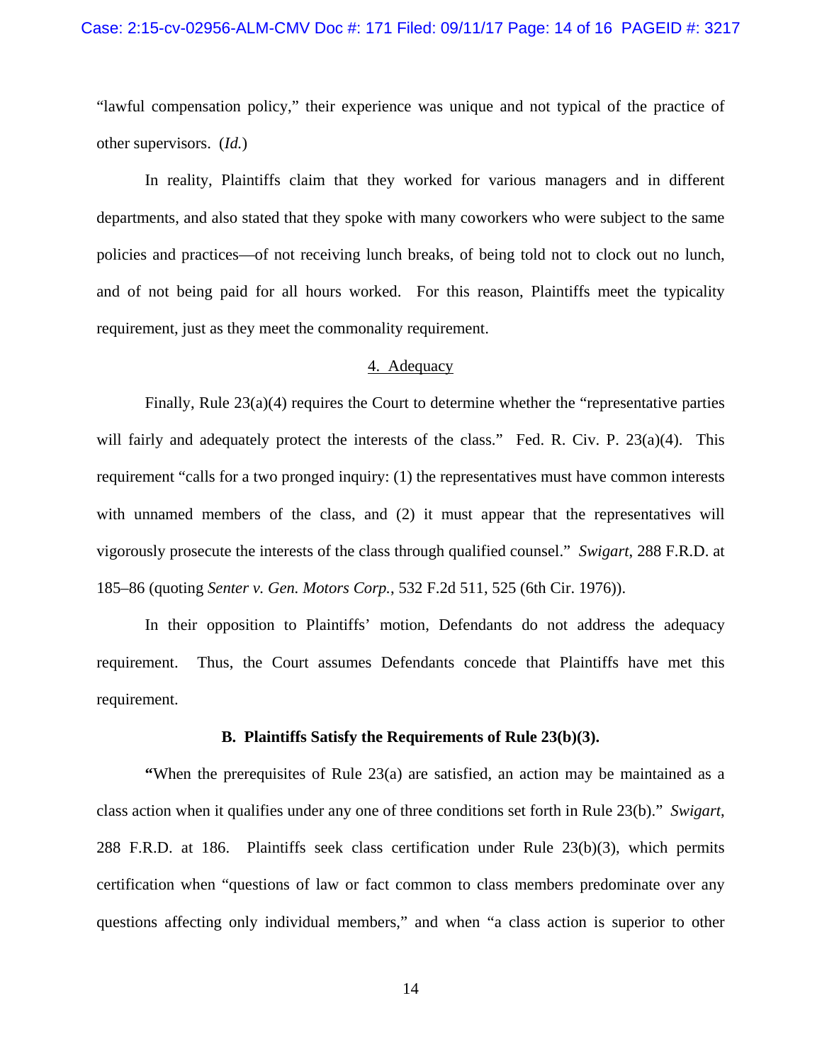"lawful compensation policy," their experience was unique and not typical of the practice of other supervisors. (*Id.*)

In reality, Plaintiffs claim that they worked for various managers and in different departments, and also stated that they spoke with many coworkers who were subject to the same policies and practices—of not receiving lunch breaks, of being told not to clock out no lunch, and of not being paid for all hours worked. For this reason, Plaintiffs meet the typicality requirement, just as they meet the commonality requirement.

#### 4. Adequacy

Finally, Rule 23(a)(4) requires the Court to determine whether the "representative parties will fairly and adequately protect the interests of the class." Fed. R. Civ. P. 23(a)(4). This requirement "calls for a two pronged inquiry: (1) the representatives must have common interests with unnamed members of the class, and (2) it must appear that the representatives will vigorously prosecute the interests of the class through qualified counsel." *Swigart*, 288 F.R.D. at 185–86 (quoting *Senter v. Gen. Motors Corp.*, 532 F.2d 511, 525 (6th Cir. 1976)).

In their opposition to Plaintiffs' motion, Defendants do not address the adequacy requirement. Thus, the Court assumes Defendants concede that Plaintiffs have met this requirement.

### B. Plaintiffs Satisfy the Requirements of Rule 23(b)(3).

"When the prerequisites of Rule 23(a) are satisfied, an action may be maintained as a class action when it qualifies under any one of three conditions set forth in Rule 23(b)." *Swigart*, 288 F.R.D. at 186. Plaintiffs seek class certification under Rule 23(b)(3), which permits certification when "questions of law or fact common to class members predominate over any questions affecting only individual members," and when "a class action is superior to other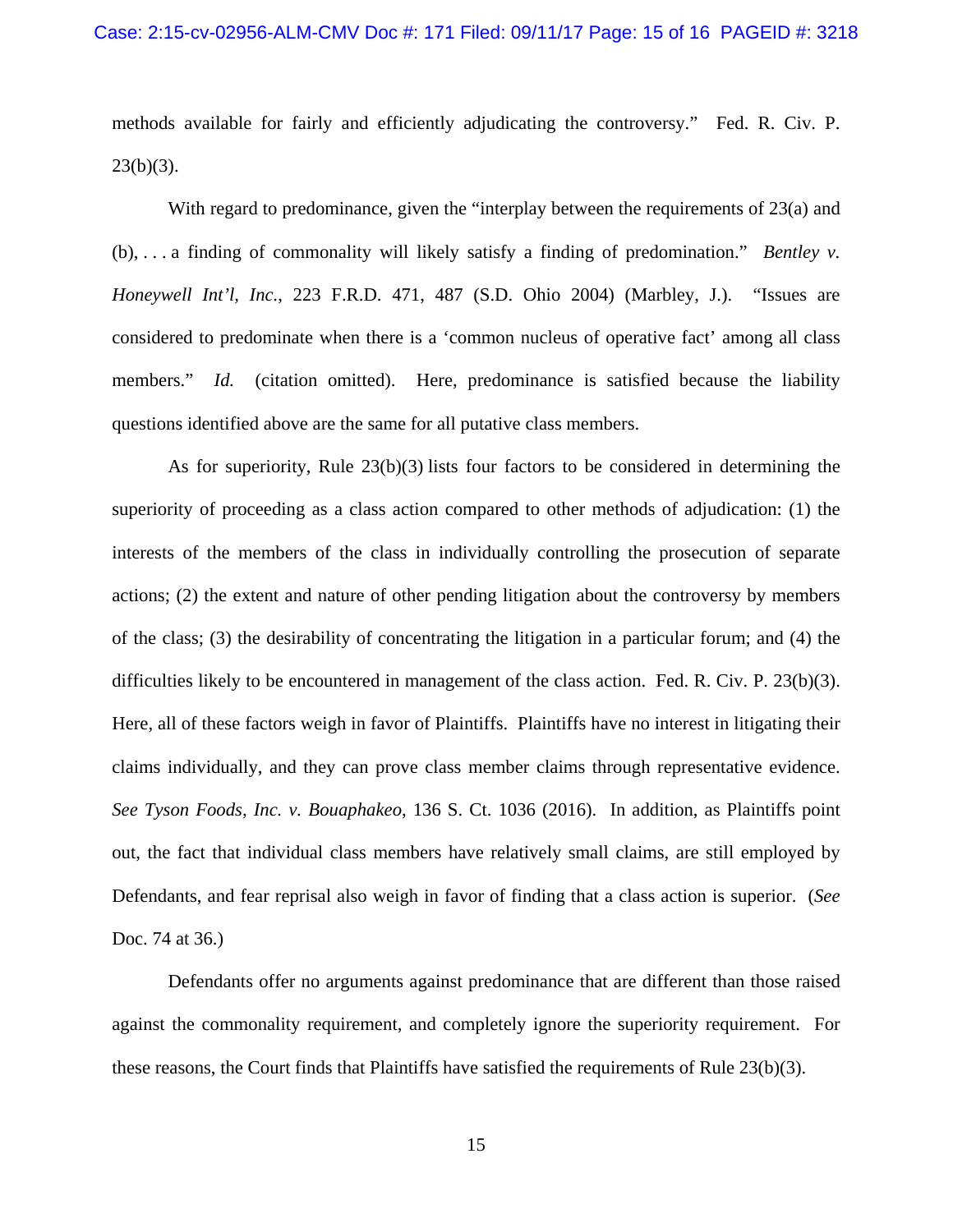methods available for fairly and efficiently adjudicating the controversy." Fed. R. Civ. P. 23(b)(3).

With regard to predominance, given the "interplay between the requirements of 23(a) and (b), . . . a finding of commonality will likely satisfy a finding of predomination." *Bentley v. Honeywell Int'l, Inc.*, 223 F.R.D. 471, 487 (S.D. Ohio 2004) (Marbley, J.). "Issues are considered to predominate when there is a 'common nucleus of operative fact' among all class members." *Id.* (citation omitted). Here, predominance is satisfied because the liability questions identified above are the same for all putative class members.

As for superiority, Rule 23(b)(3) lists four factors to be considered in determining the superiority of proceeding as a class action compared to other methods of adjudication: (1) the interests of the members of the class in individually controlling the prosecution of separate actions; (2) the extent and nature of other pending litigation about the controversy by members of the class; (3) the desirability of concentrating the litigation in a particular forum; and (4) the difficulties likely to be encountered in management of the class action. Fed. R. Civ. P. 23(b)(3). Here, all of these factors weigh in favor of Plaintiffs. Plaintiffs have no interest in litigating their claims individually, and they can prove class member claims through representative evidence. *See Tyson Foods, Inc. v. Bouaphakeo*, 136 S. Ct. 1036 (2016). In addition, as Plaintiffs point out, the fact that individual class members have relatively small claims, are still employed by Defendants, and fear reprisal also weigh in favor of finding that a class action is superior. (*See* Doc. 74 at 36.)

Defendants offer no arguments against predominance that are different than those raised against the commonality requirement, and completely ignore the superiority requirement. For these reasons, the Court finds that Plaintiffs have satisfied the requirements of Rule 23(b)(3).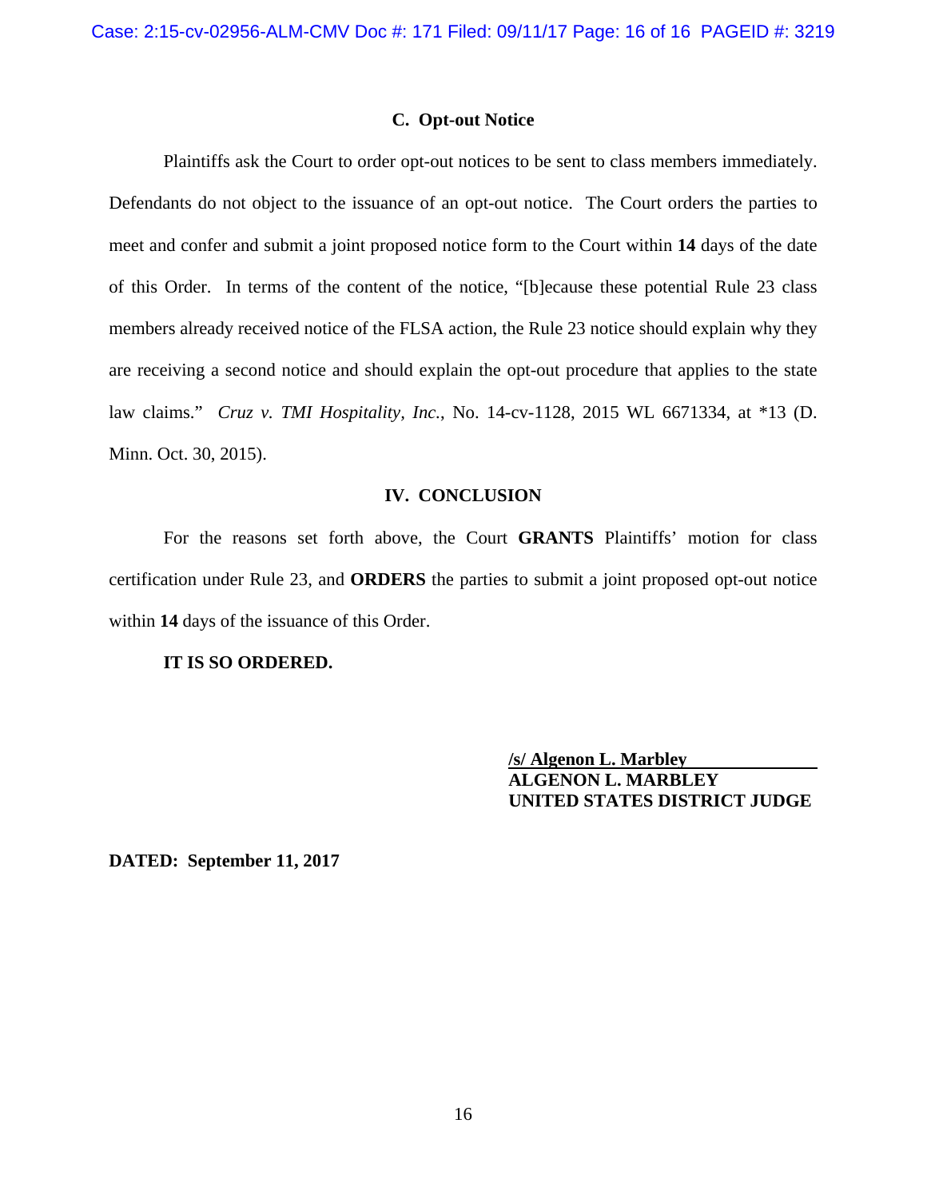### C. Opt-out Notice

Plaintiffs ask the Court to order opt-out notices to be sent to class members immediately. Defendants do not object to the issuance of an opt-out notice. The Court orders the parties to meet and confer and submit a joint proposed notice form to the Court within **14** days of the date of this Order. In terms of the content of the notice, "[b]ecause these potential Rule 23 class members already received notice of the FLSA action, the Rule 23 notice should explain why they are receiving a second notice and should explain the opt-out procedure that applies to the state law claims." *Cruz v. TMI Hospitality, Inc.*, No. 14-cv-1128, 2015 WL 6671334, at *13 (D. Minn. Oct. 30, 2015).

## IV. CONCLUSION

For the reasons set forth above, the Court **GRANTS** Plaintiffs' motion for class certification under Rule 23, and **ORDERS** the parties to submit a joint proposed opt-out notice within **14** days of the issuance of this Order.

**IT IS SO ORDERED.**

**/s/ Algenon L. Marbley**
**ALGENON L. MARBLEY**
**UNITED STATES DISTRICT JUDGE**

**DATED: September 11, 2017**